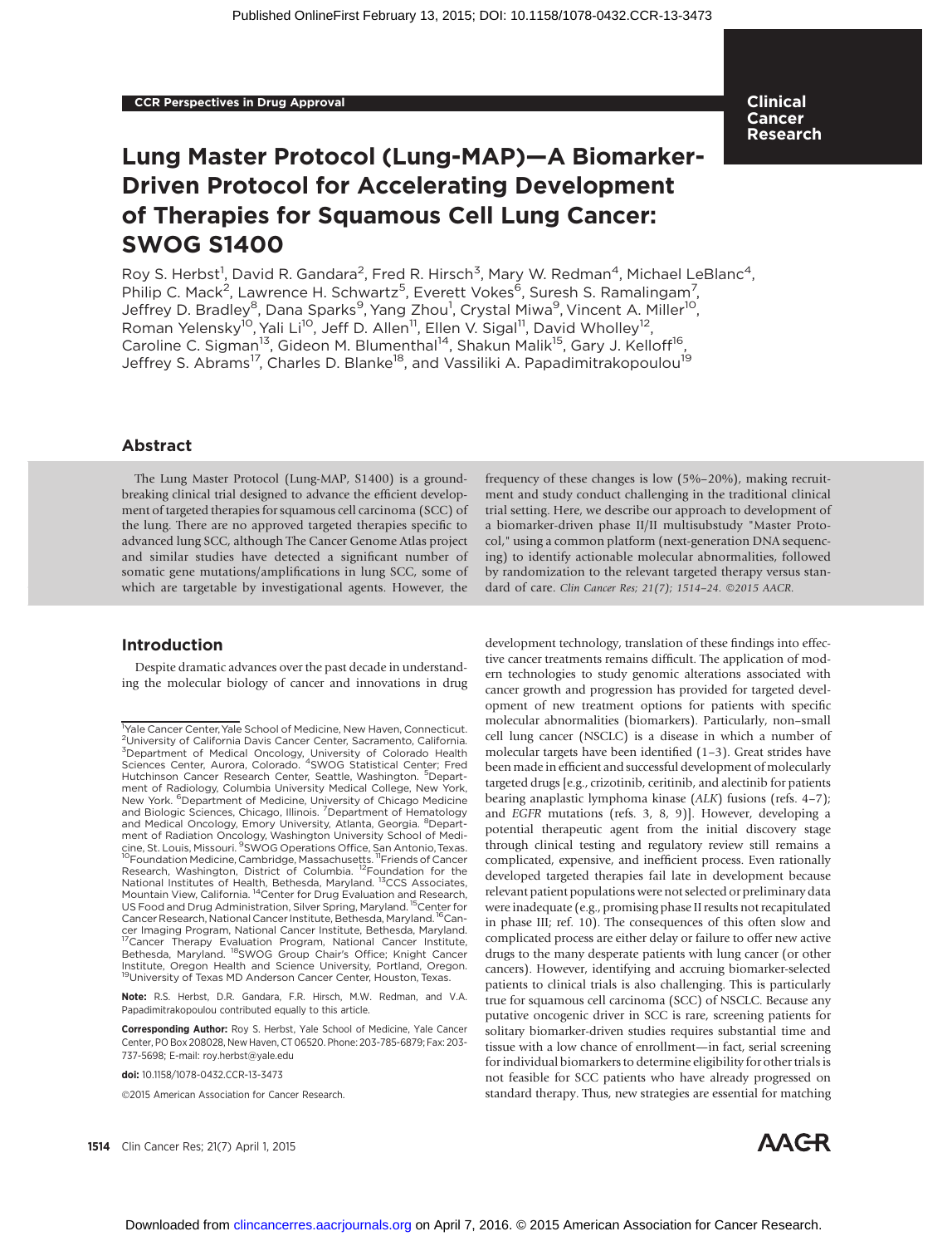CCR Perspectives in Drug Approval

# Lung Master Protocol (Lung-MAP)—A Biomarker-Driven Protocol for Accelerating Development of Therapies for Squamous Cell Lung Cancer: SWOG S1400

Roy S. Herbst[1], David R. Gandara[2], Fred R. Hirsch[3], Mary W. Redman[4], Michael LeBlanc[4], Philip C. Mack[2], Lawrence H. Schwartz[5], Everett Vokes[6], Suresh S. Ramalingam[7], Jeffrey D. Bradley[8], Dana Sparks[9], Yang Zhou[1], Crystal Miwa[9], Vincent A. Miller[10], Roman Yelensky[10], Yali Li[10], Jeff D. Allen[11], Ellen V. Sigal[11], David Wholley[12], Caroline C. Sigman[13], Gideon M. Blumenthal[14], Shakun Malik[15], Gary J. Kelloff[16], Jeffrey S. Abrams[17], Charles D. Blanke[18], and Vassiliki A. Papadimitrakopoulou[19]

## Abstract

The Lung Master Protocol (Lung-MAP, S1400) is a groundbreaking clinical trial designed to advance the efficient development of targeted therapies for squamous cell carcinoma (SCC) of the lung. There are no approved targeted therapies specific to advanced lung SCC, although The Cancer Genome Atlas project and similar studies have detected a significant number of somatic gene mutations/amplifications in lung SCC, some of which are targetable by investigational agents. However, the frequency of these changes is low (5%–20%), making recruitment and study conduct challenging in the traditional clinical trial setting. Here, we describe our approach to development of a biomarker-driven phase II/II multisubstudy "Master Protocol," using a common platform (next-generation DNA sequencing) to identify actionable molecular abnormalities, followed by randomization to the relevant targeted therapy versus standard of care. *Clin Cancer Res; 21(7); 1514–24. ©2015 AACR.*

## Introduction

Despite dramatic advances over the past decade in understanding the molecular biology of cancer and innovations in drug development technology, translation of these findings into effective cancer treatments remains difficult. The application of modern technologies to study genomic alterations associated with cancer growth and progression has provided for targeted development of new treatment options for patients with specific molecular abnormalities (biomarkers). Particularly, non–small cell lung cancer (NSCLC) is a disease in which a number of molecular targets have been identified (1–3). Great strides have been made in efficient and successful development of molecularly targeted drugs [e.g., crizotinib, ceritinib, and alectinib for patients bearing anaplastic lymphoma kinase (*ALK*) fusions (refs. 4–7); and *EGFR* mutations (refs. 3, 8, 9)]. However, developing a potential therapeutic agent from the initial discovery stage through clinical testing and regulatory review still remains a complicated, expensive, and inefficient process. Even rationally developed targeted therapies fail late in development because relevant patient populations were not selected or preliminary data were inadequate (e.g., promising phase II results not recapitulated in phase III; ref. 10). The consequences of this often slow and complicated process are either delay or failure to offer new active drugs to the many desperate patients with lung cancer (or other cancers). However, identifying and accruing biomarker-selected patients to clinical trials is also challenging. This is particularly true for squamous cell carcinoma (SCC) of NSCLC. Because any putative oncogenic driver in SCC is rare, screening patients for solitary biomarker-driven studies requires substantial time and tissue with a low chance of enrollment—in fact, serial screening for individual biomarkers to determine eligibility for other trials is not feasible for SCC patients who have already progressed on standard therapy. Thus, new strategies are essential for matching

[1]Yale Cancer Center, Yale School of Medicine, New Haven, Connecticut. [2]University of California Davis Cancer Center, Sacramento, California. [3]Department of Medical Oncology, University of Colorado Health Sciences Center, Aurora, Colorado. [4]SWOG Statistical Center; Fred Hutchinson Cancer Research Center, Seattle, Washington. [5]Department of Radiology, Columbia University Medical College, New York, New York. [6]Department of Medicine, University of Chicago Medicine and Biologic Sciences, Chicago, Illinois. [7]Department of Hematology and Medical Oncology, Emory University, Atlanta, Georgia. [8]Department of Radiation Oncology, Washington University School of Medicine, St. Louis, Missouri. [9]SWOG Operations Office, San Antonio, Texas. [10]Foundation Medicine, Cambridge, Massachusetts. [11]Friends of Cancer Research, Washington, District of Columbia. [12]Foundation for the National Institutes of Health, Bethesda, Maryland. [13]CCS Associates, Mountain View, California. [14]Center for Drug Evaluation and Research, US Food and Drug Administration, Silver Spring, Maryland. [15]Center for Cancer Research, National Cancer Institute, Bethesda, Maryland. [16]Cancer Imaging Program, National Cancer Institute, Bethesda, Maryland. [17]Cancer Therapy Evaluation Program, National Cancer Institute, Bethesda, Maryland. [18]SWOG Group Chair's Office; Knight Cancer Institute, Oregon Health and Science University, Portland, Oregon. [19]University of Texas MD Anderson Cancer Center, Houston, Texas.

**Note:** R.S. Herbst, D.R. Gandara, F.R. Hirsch, M.W. Redman, and V.A. Papadimitrakopoulou contributed equally to this article.

**Corresponding Author:** Roy S. Herbst, Yale Cancer Center, Yale School of Medicine, Yale Cancer Center, PO Box 208028, New Haven, CT 06520. Phone: 203-785-6879; Fax: 203-737-5698; E-mail: roy.herbst@yale.edu

**doi:** 10.1158/1078-0432.CCR-13-3473

©2015 American Association for Cancer Research.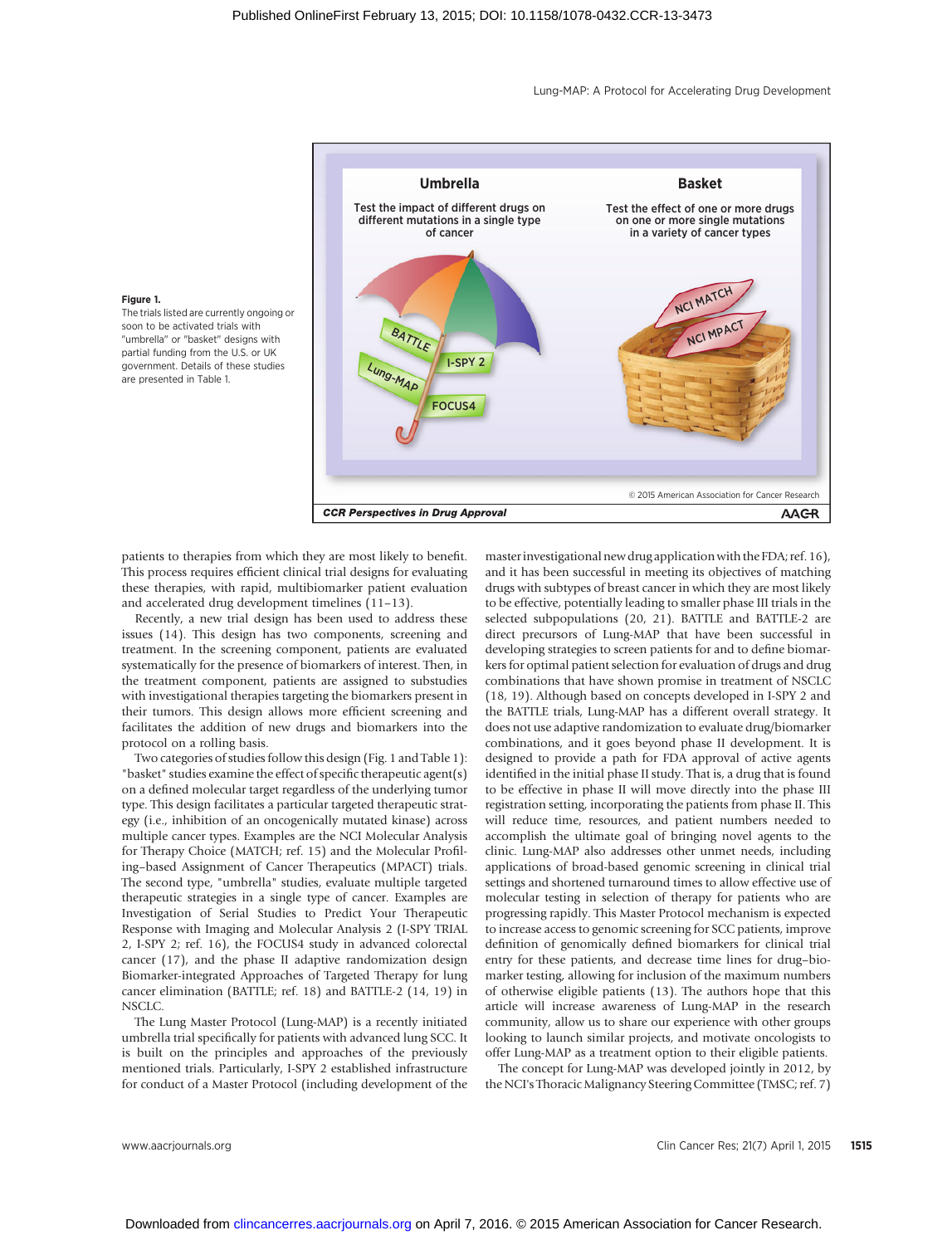**Figure 1.**
The trials listed are currently ongoing or soon to be activated trials with "umbrella" or "basket" designs with partial funding from the U.S. or UK government. Details of these studies are presented in Table 1.

patients to therapies from which they are most likely to benefit. This process requires efficient clinical trial designs for evaluating these therapies, with rapid, multibiomarker patient evaluation and accelerated drug development timelines (11–13).

Recently, a new trial design has been used to address these issues (14). This design has two components, screening and treatment. In the screening component, patients are evaluated systematically for the presence of biomarkers of interest. Then, in the treatment component, patients are assigned to substudies with investigational therapies targeting the biomarkers present in their tumors. This design allows more efficient screening and facilitates the addition of new drugs and biomarkers into the protocol on a rolling basis.

Two categories of studies follow this design (Fig. 1 and Table 1): "basket" studies examine the effect of specific therapeutic agent(s) on a defined molecular target regardless of the underlying tumor type. This design facilitates a particular targeted therapeutic strategy (i.e., inhibition of an oncogenically mutated kinase) across multiple cancer types. Examples are the NCI Molecular Analysis for Therapy Choice (MATCH; ref. 15) and the Molecular Profiling–based Assignment of Cancer Therapeutics (MPACT) trials. The second type, "umbrella" studies, evaluate multiple targeted therapeutic strategies in a single type of cancer. Examples are Investigation of Serial Studies to Predict Your Therapeutic Response with Imaging and Molecular Analysis 2 (I-SPY TRIAL 2, I-SPY 2; ref. 16), the FOCUS4 study in advanced colorectal cancer (17), and the phase II adaptive randomization design Biomarker-integrated Approaches of Targeted Therapy for lung cancer elimination (BATTLE; ref. 18) and BATTLE-2 (14, 19) in NSCLC.

The Lung Master Protocol (Lung-MAP) is a recently initiated umbrella trial specifically for patients with advanced lung SCC. It is built on the principles and approaches of the previously mentioned trials. Particularly, I-SPY 2 established infrastructure for conduct of a Master Protocol (including development of the master investigational new drug application with the FDA; ref. 16), and it has been successful in meeting its objectives of matching drugs with subtypes of breast cancer in which they are most likely to be effective, potentially leading to smaller phase III trials in the selected subpopulations (20, 21). BATTLE and BATTLE-2 are direct precursors of Lung-MAP that have been successful in developing strategies to screen patients for and to define biomarkers for optimal patient selection for evaluation of drugs and drug combinations that have shown promise in treatment of NSCLC (18, 19). Although based on concepts developed in I-SPY 2 and the BATTLE trials, Lung-MAP has a different overall strategy. It does not use adaptive randomization to evaluate drug/biomarker combinations, and it goes beyond phase II development. It is designed to provide a path for FDA approval of active agents identified in the initial phase II study. That is, a drug that is found to be effective in phase II will move directly into the phase III registration setting, incorporating the patients from phase II. This will reduce time, resources, and patient numbers needed to accomplish the ultimate goal of bringing novel agents to the clinic. Lung-MAP also addresses other unmet needs, including applications of broad-based genomic screening in clinical trial settings and shortened turnaround times to allow effective use of molecular testing in selection of therapy for patients who are progressing rapidly. This Master Protocol mechanism is expected to increase access to genomic screening for SCC patients, improve definition of genomically defined biomarkers for clinical trial entry for these patients, and decrease time lines for drug–biomarker testing, allowing for inclusion of the maximum numbers of otherwise eligible patients (13). The authors hope that this article will increase awareness of Lung-MAP in the research community, allow us to share our experience with other groups looking to launch similar projects, and motivate oncologists to offer Lung-MAP as a treatment option to their eligible patients.

The concept for Lung-MAP was developed jointly in 2012, by the NCI's Thoracic Malignancy Steering Committee (TMSC; ref. 7)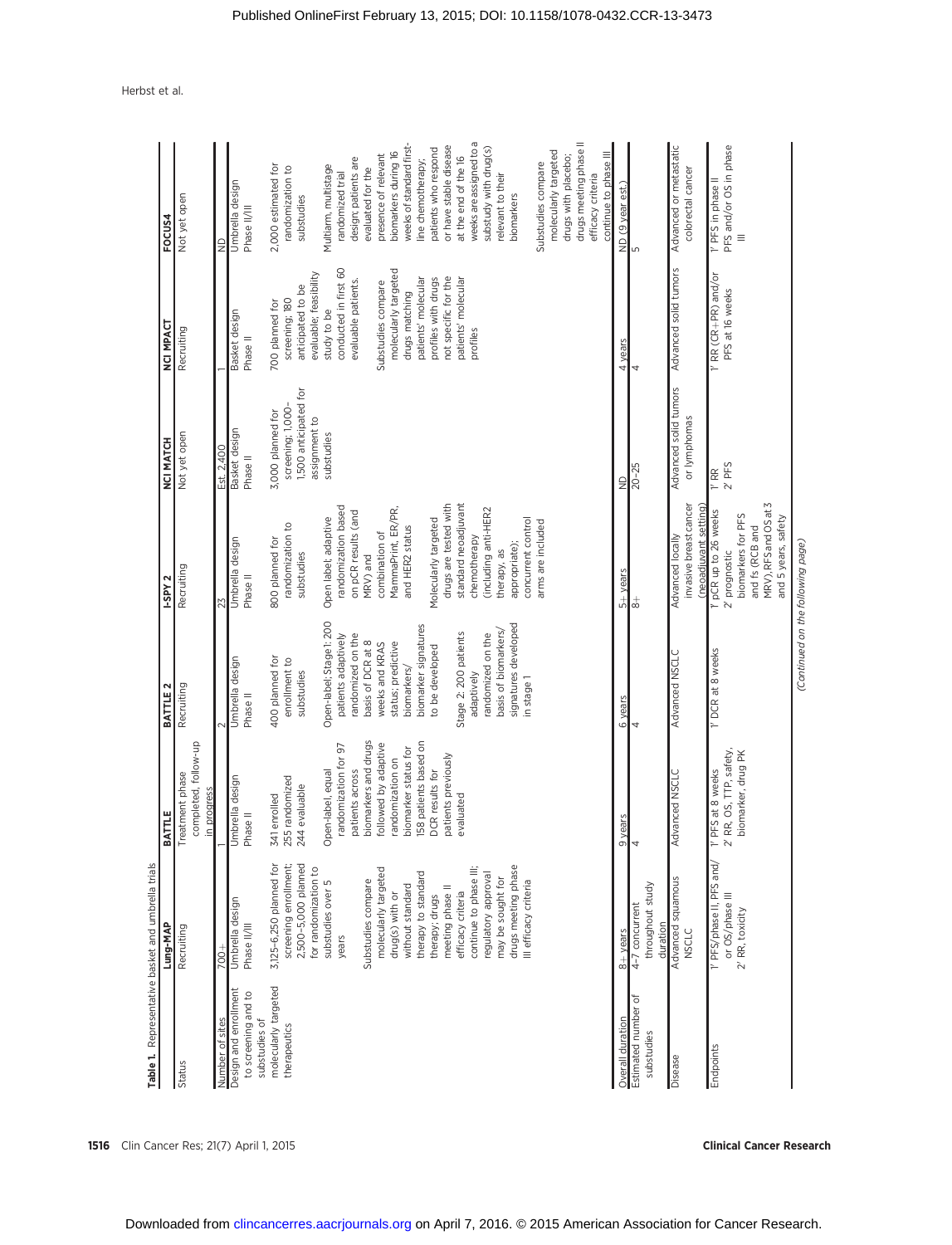**Table 1.** Representative basket and umbrella trials

| | Lung-MAP | BATTLE | BATTLE 2 | I-SPY 2 | NCI MATCH | NCI MPACT | FOCUS4 |
|---|---|---|---|---|---|---|---|
| Status | Recruiting | Treatment phase completed, follow-up in progress | Recruiting | Recruiting | Not yet open | Recruiting | Not yet open |
| Number of sites | 700+ | 1 | 2 | 23 | Est. 2,400 | 1 | ND |
| Design and enrollment to screening and to substudies of molecularly targeted therapeutics | Umbrella design Phase II/III<br><br>3,125–6,250 planned for screening enrollment; 2,500–5,000 planned for randomization to substudies over 5 years<br><br>Substudies compare molecularly targeted drug(s) with or without standard therapy to standard therapy; drugs meeting phase II efficacy criteria continue to phase III; regulatory approval may be sought for drugs meeting phase III efficacy criteria | Umbrella design Phase II<br><br>341 enrolled 255 randomized 244 evaluable<br><br>Open-label, equal randomization for 97 patients across biomarkers and drugs followed by adaptive randomization on biomarker status for 158 patients based on DCR results for patients previously evaluated | Umbrella design Phase II<br><br>400 planned for enrollment to substudies<br><br>Open-label; Stage 1: 200 patients adaptively randomized on the basis of DCR at 8 weeks and KRAS status; predictive biomarkers/ biomarker signatures to be developed<br><br>Stage 2: 200 patients adaptively randomized on the basis of biomarkers/ signatures developed in stage 1 | Umbrella design Phase II<br><br>800 planned for randomization to substudies<br><br>Open label; adaptive randomization based on pCR results (and MRV) and combination of MammaPrint, ER/PR, and HER2 status<br><br>Molecularly targeted drugs are tested with standard neoadjuvant chemotherapy (including anti-HER2 therapy, as appropriate); concurrent control arms are included | Basket design Phase II<br><br>3,000 planned for screening; 1,000–1,500 anticipated for assignment to substudies | Basket design Phase II<br><br>700 planned for screening; 180 anticipated to be evaluable; feasibility study to be conducted in first 60 evaluable patients.<br><br>Substudies compare molecularly targeted drugs matching patients' molecular profiles with drugs not specific for the patients' molecular profiles | Umbrella design Phase II/III<br><br>2,000 estimated for randomization to substudies<br><br>Multiarm, multistage randomized trial design; patients are evaluated for the presence of relevant biomarkers during 16 weeks of standard first-line chemotherapy; patients who respond or have stable disease at the end of the 16 weeks are assigned to a substudy with drug(s) relevant to their biomarkers<br><br>Substudies compare molecularly targeted drugs with placebo; drugs meeting phase II efficacy criteria continue to phase III |
| Overall duration | 8+ years | 9 years | 6 years | 5+ years | ND | 4 years | ND (9 year est.) |
| Estimated number of substudies | 4–7 concurrent throughout study duration | 4 | 4 | 8+ | 20–25 | 4 | 5 |
| Disease | Advanced squamous NSCLC | Advanced NSCLC | Advanced NSCLC | Advanced locally invasive breast cancer (neoadjuvant setting) | Advanced solid tumors or lymphomas | Advanced solid tumors | Advanced or metastatic colorectal cancer |
| Endpoints | 1′ PFS/phase II, PFS and/ or OS/phase III<br>2′ RR, toxicity | 1′ PFS at 8 weeks<br>2′ RR, OS, TTP, safety, biomarker, drug PK | 1′ DCR at 8 weeks | 1′ pCR up to 26 weeks<br>2′ prognostic biomarkers for PFS and fs (RCB and MRV), RFS and OS at 3 and 5 years, safety | 1′ RR<br>2′ PFS | 1′ RR (CR+PR) and/or PFS at 16 weeks | 1′ PFS in phase II<br>PFS and/or OS in phase III |

(Continued on the following page)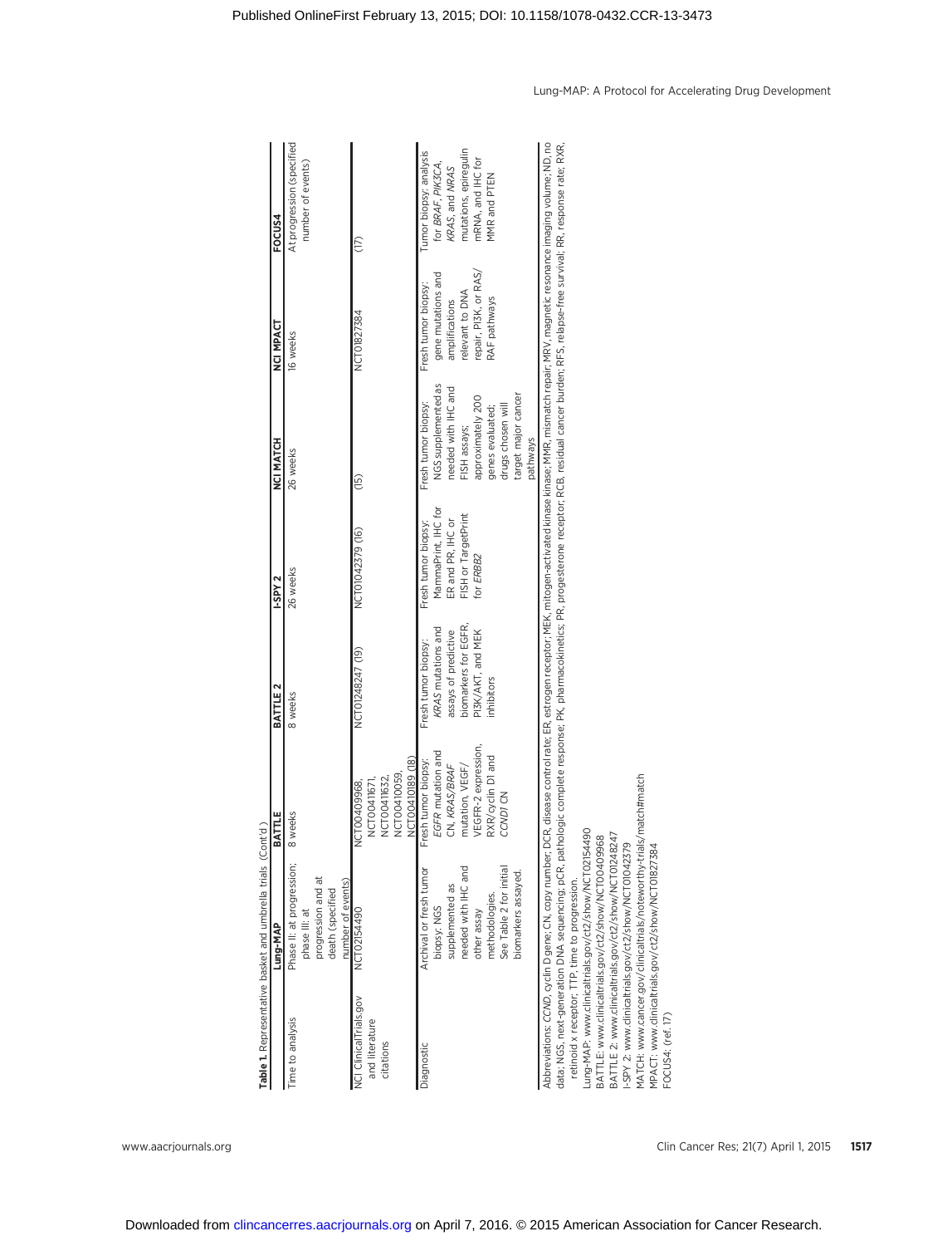**Table 1.** Representative basket and umbrella trials (Cont'd)

| | Lung-MAP | BATTLE | BATTLE 2 | I-SPY 2 | NCI MATCH | NCI MPACT | FOCUS4 |
|---|---|---|---|---|---|---|---|
| Time to analysis | Phase II: at progression; phase III: at progression and at death (specified number of events) | 8 weeks | 8 weeks | 26 weeks | 26 weeks | 16 weeks | At progression (specified number of events) |
| NCI ClinicalTrials.gov and literature citations | NCT02154490 | NCT00409968, NCT00411671, NCT00411632, NCT00410059, NCT00410189 (18) | NCT01248247 (19) | NCT01042379 (16) | (15) | NCT01827384 | (17) |
| Diagnostic | Archival or fresh tumor biopsy: NGS supplemented as needed with IHC and other assay methodologies. See Table 2 for initial biomarkers assayed. | Fresh tumor biopsy: *EGFR* mutation and CN, *KRAS/BRAF* mutation, VEGF/VEGFR-2 expression, RXR/cyclin D1 and *CCND1* CN | Fresh tumor biopsy: *KRAS* mutations and assays of predictive biomarkers for EGFR, PI3K/AKT, and MEK inhibitors | Fresh tumor biopsy: MammaPrint, IHC for ER and PR, IHC or FISH or TargetPrint for *ERBB2* | Fresh tumor biopsy: NGS supplemented as needed with IHC and FISH assays; approximately 200 genes evaluated; drugs chosen will target major cancer pathways | Fresh tumor biopsy: gene mutations and amplifications relevant to DNA repair, PI3K, or RAS/RAF pathways | Tumor biopsy: analysis for *BRAF, PIK3CA, KRAS*, and *NRAS* mutations, epiregulin mRNA, and IHC for MMR and PTEN |

Abbreviations: *CCND*, cyclin D gene; CN, copy number; DCR, disease control rate; ER, estrogen receptor; MEK, mitogen-activated kinase kinase; MMR, mismatch repair; MRV, magnetic resonance imaging volume; ND, no data; NGS, next-generation DNA sequencing; pCR, pathologic complete response; PK, pharmacokinetics; PR, progesterone receptor; RCB, residual cancer burden; RFS, relapse-free survival; RR, response rate; RXR, retinoid x receptor; TTP, time to progression.

Lung-MAP: www.clinicaltrials.gov/ct2/show/NCT02154490
BATTLE: www.clinicaltrials.gov/ct2/show/NCT00409968
BATTLE 2: www.clinicaltrials.gov/ct2/show/NCT01248247
I-SPY 2: www.clinicaltrials.gov/ct2/show/NCT01042379
MATCH: www.cancer.gov/clinicaltrials/noteworthy-trials/match#match
MPACT: www.clinicaltrials.gov/ct2/show/NCT01827384
FOCUS4: (ref. 17)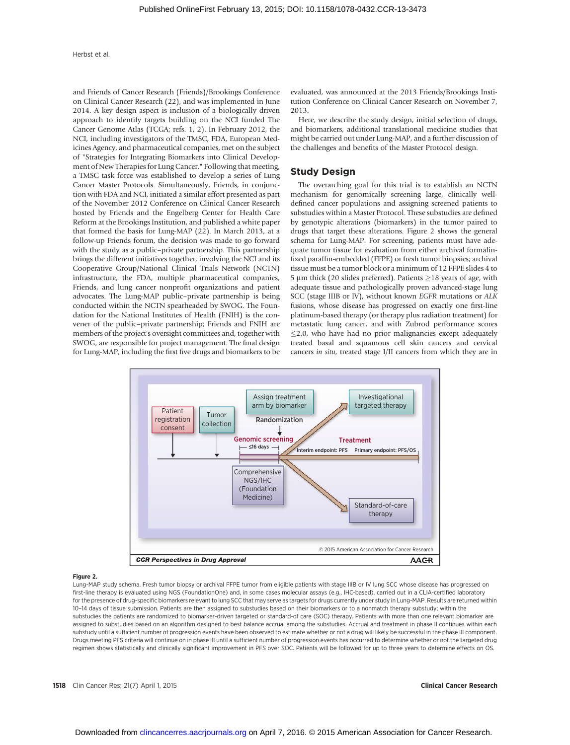and Friends of Cancer Research (Friends)/Brookings Conference on Clinical Cancer Research (22), and was implemented in June 2014. A key design aspect is inclusion of a biologically driven approach to identify targets building on the NCI funded The Cancer Genome Atlas (TCGA; refs. 1, 2). In February 2012, the NCI, including investigators of the TMSC, FDA, European Medicines Agency, and pharmaceutical companies, met on the subject of "Strategies for Integrating Biomarkers into Clinical Development of New Therapies for Lung Cancer." Following that meeting, a TMSC task force was established to develop a series of Lung Cancer Master Protocols. Simultaneously, Friends, in conjunction with FDA and NCI, initiated a similar effort presented as part of the November 2012 Conference on Clinical Cancer Research hosted by Friends and the Engelberg Center for Health Care Reform at the Brookings Institution, and published a white paper that formed the basis for Lung-MAP (22). In March 2013, at a follow-up Friends forum, the decision was made to go forward with the study as a public–private partnership. This partnership brings the different initiatives together, involving the NCI and its Cooperative Group/National Clinical Trials Network (NCTN) infrastructure, the FDA, multiple pharmaceutical companies, Friends, and lung cancer nonprofit organizations and patient advocates. The Lung-MAP public–private partnership is being conducted within the NCTN spearheaded by SWOG. The Foundation for the National Institutes of Health (FNIH) is the convener of the public–private partnership; Friends and FNIH are members of the project's oversight committees and, together with SWOG, are responsible for project management. The final design for Lung-MAP, including the first five drugs and biomarkers to be evaluated, was announced at the 2013 Friends/Brookings Institution Conference on Clinical Cancer Research on November 7, 2013.

Here, we describe the study design, initial selection of drugs, and biomarkers, additional translational medicine studies that might be carried out under Lung-MAP, and a further discussion of the challenges and benefits of the Master Protocol design.

## Study Design

The overarching goal for this trial is to establish an NCTN mechanism for genomically screening large, clinically well-defined cancer populations and assigning screened patients to substudies within a Master Protocol. These substudies are defined by genotypic alterations (biomarkers) in the tumor paired to drugs that target these alterations. Figure 2 shows the general schema for Lung-MAP. For screening, patients must have adequate tumor tissue for evaluation from either archival formalin-fixed paraffin-embedded (FFPE) or fresh tumor biopsies; archival tissue must be a tumor block or a minimum of 12 FFPE slides 4 to 5 μm thick (20 slides preferred). Patients ≥18 years of age, with adequate tissue and pathologically proven advanced-stage lung SCC (stage IIIB or IV), without known *EGFR* mutations or *ALK* fusions, whose disease has progressed on exactly one first-line platinum-based therapy (or therapy plus radiation treatment) for metastatic lung cancer, and with Zubrod performance scores ≤2.0, who have had no prior malignancies except adequately treated basal and squamous cell skin cancers and cervical cancers *in situ*, treated stage I/II cancers from which they are in

**Figure 2.**
Lung-MAP study schema. Fresh tumor biopsy or archival FFPE tumor from eligible patients with stage IIIB or IV lung SCC whose disease has progressed on first-line therapy is evaluated using NGS (FoundationOne) and, in some cases molecular assays (e.g., IHC-based), carried out in a CLIA-certified laboratory for the presence of drug-specific biomarkers relevant to lung SCC that may serve as targets for drugs currently under study in Lung-MAP. Results are returned within 10–14 days of tissue submission. Patients are then assigned to substudies based on their biomarkers or to a nonmatch therapy substudy; within the substudies the patients are randomized to biomarker-driven targeted or standard-of-care (SOC) therapy. Patients with more than one relevant biomarker are assigned to substudies based on an algorithm designed to best balance accrual among the substudies. Accrual and treatment in phase II continues within each substudy until a sufficient number of progression events have been observed to estimate whether or not a drug will likely be successful in the phase III component. Drugs meeting PFS criteria will continue on in phase III until a sufficient number of progression events has occurred to determine whether or not the targeted drug regimen shows statistically and clinically significant improvement in PFS over SOC. Patients will be followed for up to three years to determine effects on OS.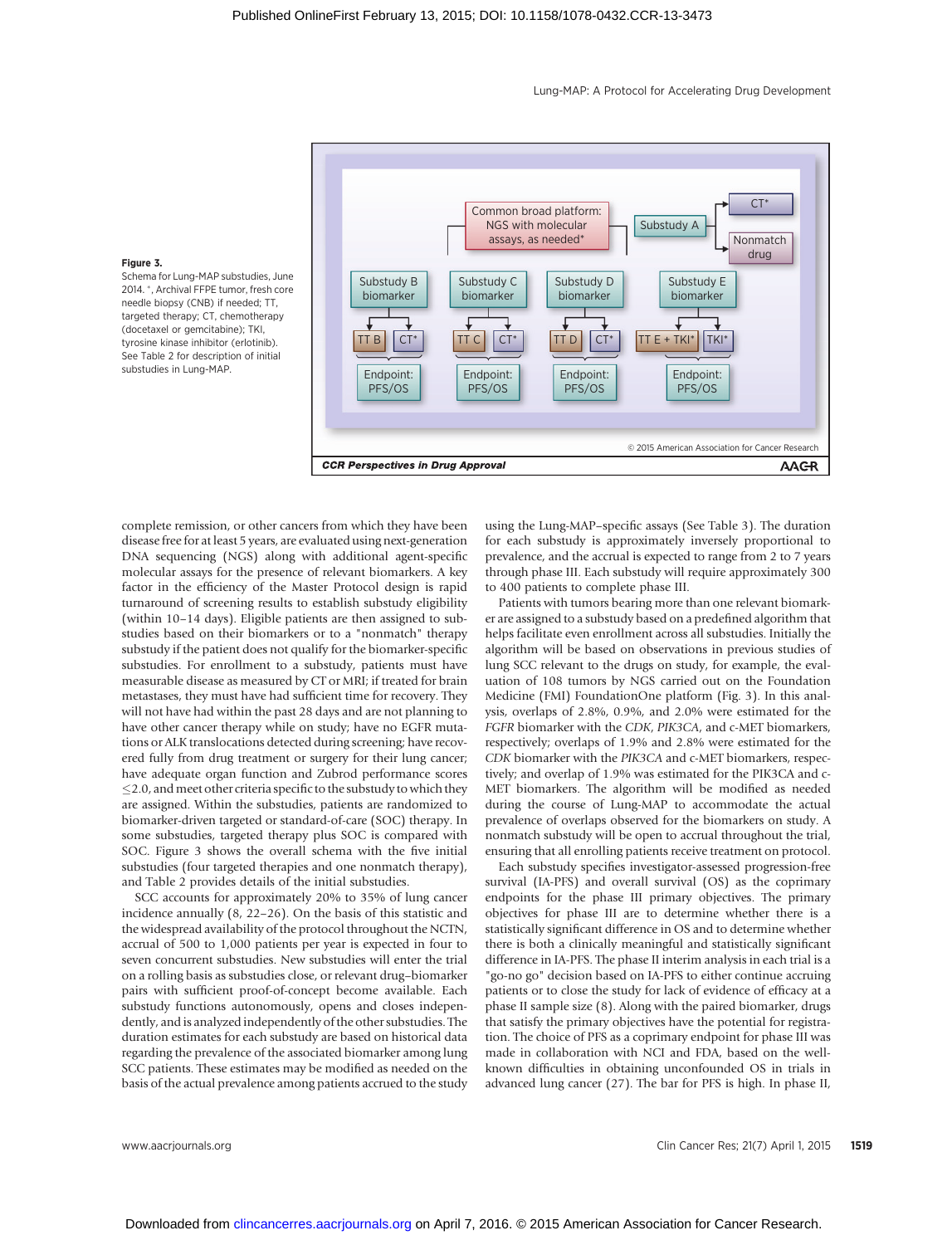**Figure 3.**
Schema for Lung-MAP substudies, June 2014. *, Archival FFPE tumor, fresh core needle biopsy (CNB) if needed; TT, targeted therapy; CT, chemotherapy (docetaxel or gemcitabine); TKI, tyrosine kinase inhibitor (erlotinib). See Table 2 for description of initial substudies in Lung-MAP.

complete remission, or other cancers from which they have been disease free for at least 5 years, are evaluated using next-generation DNA sequencing (NGS) along with additional agent-specific molecular assays for the presence of relevant biomarkers. A key factor in the efficiency of the Master Protocol design is rapid turnaround of screening results to establish substudy eligibility (within 10–14 days). Eligible patients are then assigned to substudies based on their biomarkers or to a "nonmatch" therapy substudy if the patient does not qualify for the biomarker-specific substudies. For enrollment to a substudy, patients must have measurable disease as measured by CT or MRI; if treated for brain metastases, they must have had sufficient time for recovery. They will not have had within the past 28 days and are not planning to have other cancer therapy while on study; have no EGFR mutations or ALK translocations detected during screening; have recovered fully from drug treatment or surgery for their lung cancer; have adequate organ function and Zubrod performance scores $\leq$2.0, and meet other criteria specific to the substudy to which they are assigned. Within the substudies, patients are randomized to biomarker-driven targeted or standard-of-care (SOC) therapy. In some substudies, targeted therapy plus SOC is compared with SOC. Figure 3 shows the overall schema with the five initial substudies (four targeted therapies and one nonmatch therapy), and Table 2 provides details of the initial substudies.

SCC accounts for approximately 20% to 35% of lung cancer incidence annually (8, 22–26). On the basis of this statistic and the widespread availability of the protocol throughout the NCTN, accrual of 500 to 1,000 patients per year is expected in four to seven concurrent substudies. New substudies will enter the trial on a rolling basis as substudies close, or relevant drug–biomarker pairs with sufficient proof-of-concept become available. Each substudy functions autonomously, opens and closes independently, and is analyzed independently of the other substudies. The duration estimates for each substudy are based on historical data regarding the prevalence of the associated biomarker among lung SCC patients. These estimates may be modified as needed on the basis of the actual prevalence among patients accrued to the study using the Lung-MAP–specific assays (See Table 3). The duration for each substudy is approximately inversely proportional to prevalence, and the accrual is expected to range from 2 to 7 years through phase III. Each substudy will require approximately 300 to 400 patients to complete phase III.

Patients with tumors bearing more than one relevant biomarker are assigned to a substudy based on a predefined algorithm that helps facilitate even enrollment across all substudies. Initially the algorithm will be based on observations in previous studies of lung SCC relevant to the drugs on study, for example, the evaluation of 108 tumors by NGS carried out on the Foundation Medicine (FMI) FoundationOne platform (Fig. 3). In this analysis, overlaps of 2.8%, 0.9%, and 2.0% were estimated for the *FGFR* biomarker with the *CDK*, *PIK3CA*, and c-MET biomarkers, respectively; overlaps of 1.9% and 2.8% were estimated for the *CDK* biomarker with the *PIK3CA* and c-MET biomarkers, respectively; and overlap of 1.9% was estimated for the PIK3CA and c-MET biomarkers. The algorithm will be modified as needed during the course of Lung-MAP to accommodate the actual prevalence of overlaps observed for the biomarkers on study. A nonmatch substudy will be open to accrual throughout the trial, ensuring that all enrolling patients receive treatment on protocol.

Each substudy specifies investigator-assessed progression-free survival (IA-PFS) and overall survival (OS) as the coprimary endpoints for the phase III primary objectives. The primary objectives for phase III are to determine whether there is a statistically significant difference in OS and to determine whether there is both a clinically meaningful and statistically significant difference in IA-PFS. The phase II interim analysis in each trial is a "go-no go" decision based on IA-PFS to either continue accruing patients or to close the study for lack of evidence of efficacy at a phase II sample size (8). Along with the paired biomarker, drugs that satisfy the primary objectives have the potential for registration. The choice of PFS as a coprimary endpoint for phase III was made in collaboration with NCI and FDA, based on the well-known difficulties in obtaining unconfounded OS in trials in advanced lung cancer (27). The bar for PFS is high. In phase II,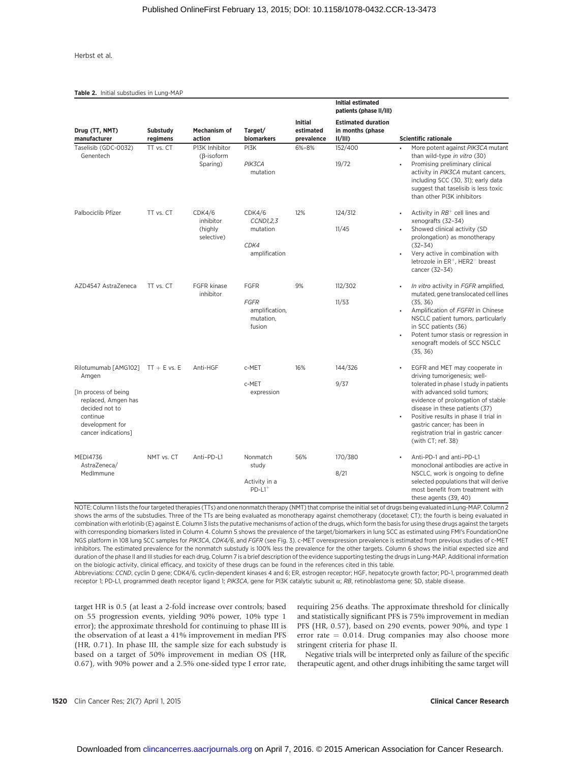**Table 2.** Initial substudies in Lung-MAP

| Drug (TT, NMT) manufacturer | Substudy regimens | Mechanism of action | Target/ biomarkers | Initial estimated prevalence | Initial estimated patients (phase II/III) Estimated duration in months (phase II/III) | Scientific rationale |
|---|---|---|---|---|---|---|
| Taselisib (GDC-0032) Genentech | TT vs. CT | PI3K Inhibitor (β-isoform Sparing) | PI3K *PIK3CA* mutation | 6%–8% | 152/400 19/72 | • More potent against *PIK3CA* mutant than wild-type *in vitro* (30) • Promising preliminary clinical activity in *PIK3CA* mutant cancers, including SCC (30, 31); early data suggest that taselisib is less toxic than other PI3K inhibitors |
| Palbociclib Pfizer | TT vs. CT | CDK4/6 inhibitor (highly selective) | CDK4/6 *CCND1,2,3* mutation *CDK4* amplification | 12% | 124/312 11/45 | • Activity in $RB^+$ cell lines and xenografts (32–34) • Showed clinical activity (SD prolongation) as monotherapy (32–34) • Very active in combination with letrozole in $ER^+$, $HER2^-$ breast cancer (32–34) |
| AZD4547 AstraZeneca | TT vs. CT | FGFR kinase inhibitor | FGFR *FGFR* amplification, mutation, fusion | 9% | 112/302 11/53 | • *In vitro* activity in *FGFR* amplified, mutated, gene translocated cell lines (35, 36) • Amplification of *FGFR1* in Chinese NSCLC patient tumors, particularly in SCC patients (36) • Potent tumor stasis or regression in xenograft models of SCC NSCLC (35, 36) |
| Rilotumumab [AMG102] Amgen [In process of being replaced, Amgen has decided not to continue development for cancer indications] | TT + E vs. E | Anti-HGF | c-MET c-MET expression | 16% | 144/326 9/37 | • EGFR and MET may cooperate in driving tumorigenesis; well-tolerated in phase I study in patients with advanced solid tumors; evidence of prolongation of stable disease in these patients (37) • Positive results in phase II trial in gastric cancer; has been in registration trial in gastric cancer (with CT; ref. 38) |
| MEDI4736 AstraZeneca/ MedImmune | NMT vs. CT | Anti–PD-L1 | Nonmatch study Activity in a $PD\text{-}L1^+$ | 56% | 170/380 8/21 | • Anti-PD-1 and anti–PD-L1 monoclonal antibodies are active in NSCLC, work is ongoing to define selected populations that will derive most benefit from treatment with these agents (39, 40) |

NOTE: Column 1 lists the four targeted therapies (TTs) and one nonmatch therapy (NMT) that comprise the initial set of drugs being evaluated in Lung-MAP. Column 2 shows the arms of the substudies. Three of the TTs are being evaluated as monotherapy against chemotherapy (docetaxel; CT); the fourth is being evaluated in combination with erlotinib (E) against E. Column 3 lists the putative mechanisms of action of the drugs, which form the basis for using these drugs against the targets with corresponding biomarkers listed in Column 4. Column 5 shows the prevalence of the target/biomarkers in lung SCC as estimated using FMI's FoundationOne NGS platform in 108 lung SCC samples for *PIK3CA*, *CDK4/6*, and *FGFR* (see Fig. 3). c-MET overexpression prevalence is estimated from previous studies of c-MET inhibitors. The estimated prevalence for the nonmatch substudy is 100% less the prevalence for the other targets. Column 6 shows the initial expected size and duration of the phase II and III studies for each drug. Column 7 is a brief description of the evidence supporting testing the drugs in Lung-MAP. Additional information on the biologic activity, clinical efficacy, and toxicity of these drugs can be found in the references cited in this table.

Abbreviations: *CCND*, cyclin D gene; CDK4/6, cyclin-dependent kinases 4 and 6; ER, estrogen receptor; HGF, hepatocyte growth factor; PD-1, programmed death receptor 1; PD-L1, programmed death receptor ligand 1; *PIK3CA*, gene for PI3K catalytic subunit α; *RB*, retinoblastoma gene; SD, stable disease.

target HR is 0.5 (at least a 2-fold increase over controls; based on 55 progression events, yielding 90% power, 10% type 1 error); the approximate threshold for continuing to phase III is the observation of at least a 41% improvement in median PFS (HR, 0.71). In phase III, the sample size for each substudy is based on a target of 50% improvement in median OS (HR, 0.67), with 90% power and a 2.5% one-sided type I error rate, requiring 256 deaths. The approximate threshold for clinically and statistically significant PFS is 75% improvement in median PFS (HR, 0.57), based on 290 events, power 90%, and type 1 error rate = 0.014. Drug companies may also choose more stringent criteria for phase II.

Negative trials will be interpreted only as failure of the specific therapeutic agent, and other drugs inhibiting the same target will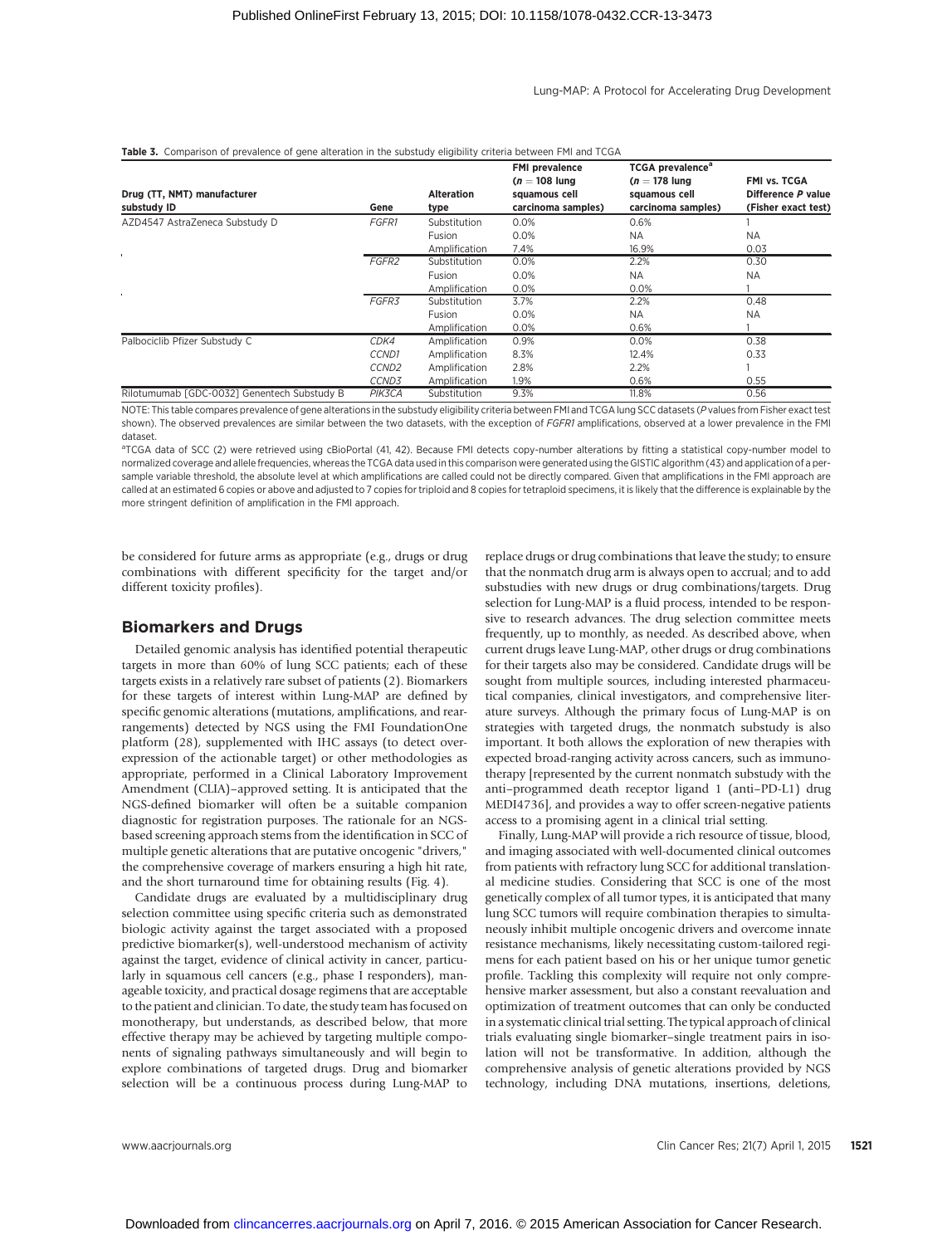**Table 3.** Comparison of prevalence of gene alteration in the substudy eligibility criteria between FMI and TCGA

| Drug (TT, NMT) manufacturer substudy ID | Gene | Alteration type | FMI prevalence ($n = 108$ lung squamous cell carcinoma samples) | TCGA prevalence[a] ($n = 178$ lung squamous cell carcinoma samples) | FMI vs. TCGA Difference *P* value (Fisher exact test) |
|---|---|---|---|---|---|
| AZD4547 AstraZeneca Substudy D | *FGFR1* | Substitution | 0.0% | 0.6% | 1 |
| | | Fusion | 0.0% | NA | NA |
| | | Amplification | 7.4% | 16.9% | 0.03 |
| | *FGFR2* | Substitution | 0.0% | 2.2% | 0.30 |
| | | Fusion | 0.0% | NA | NA |
| | | Amplification | 0.0% | 0.0% | 1 |
| | *FGFR3* | Substitution | 3.7% | 2.2% | 0.48 |
| | | Fusion | 0.0% | NA | NA |
| | | Amplification | 0.0% | 0.6% | 1 |
| Palbociclib Pfizer Substudy C | *CDK4* | Amplification | 0.9% | 0.0% | 0.38 |
| | *CCND1* | Amplification | 8.3% | 12.4% | 0.33 |
| | *CCND2* | Amplification | 2.8% | 2.2% | 1 |
| | *CCND3* | Amplification | 1.9% | 0.6% | 0.55 |
| Rilotumumab [GDC-0032] Genentech Substudy B | *PIK3CA* | Substitution | 9.3% | 11.8% | 0.56 |

NOTE: This table compares prevalence of gene alterations in the substudy eligibility criteria between FMI and TCGA lung SCC datasets (*P* values from Fisher exact test shown). The observed prevalences are similar between the two datasets, with the exception of *FGFR1* amplifications, observed at a lower prevalence in the FMI dataset.

[a]TCGA data of SCC (2) were retrieved using cBioPortal (41, 42). Because FMI detects copy-number alterations by fitting a statistical copy-number model to normalized coverage and allele frequencies, whereas the TCGA data used in this comparison were generated using the GISTIC algorithm (43) and application of a per-sample variable threshold, the absolute level at which amplifications are called could not be directly compared. Given that amplifications in the FMI approach are called at an estimated 6 copies or above and adjusted to 7 copies for triploid and 8 copies for tetraploid specimens, it is likely that the difference is explainable by the more stringent definition of amplification in the FMI approach.

be considered for future arms as appropriate (e.g., drugs or drug combinations with different specificity for the target and/or different toxicity profiles).

## Biomarkers and Drugs

Detailed genomic analysis has identified potential therapeutic targets in more than 60% of lung SCC patients; each of these targets exists in a relatively rare subset of patients (2). Biomarkers for these targets of interest within Lung-MAP are defined by specific genomic alterations (mutations, amplifications, and rearrangements) detected by NGS using the FMI FoundationOne platform (28), supplemented with IHC assays (to detect overexpression of the actionable target) or other methodologies as appropriate, performed in a Clinical Laboratory Improvement Amendment (CLIA)–approved setting. It is anticipated that the NGS-defined biomarker will often be a suitable companion diagnostic for registration purposes. The rationale for an NGS-based screening approach stems from the identification in SCC of multiple genetic alterations that are putative oncogenic "drivers," the comprehensive coverage of markers ensuring a high hit rate, and the short turnaround time for obtaining results (Fig. 4).

Candidate drugs are evaluated by a multidisciplinary drug selection committee using specific criteria such as demonstrated biologic activity against the target associated with a proposed predictive biomarker(s), well-understood mechanism of activity against the target, evidence of clinical activity in cancer, particularly in squamous cell cancers (e.g., phase I responders), manageable toxicity, and practical dosage regimens that are acceptable to the patient and clinician. To date, the study team has focused on monotherapy, but understands, as described below, that more effective therapy may be achieved by targeting multiple components of signaling pathways simultaneously and will begin to explore combinations of targeted drugs. Drug and biomarker selection will be a continuous process during Lung-MAP to replace drugs or drug combinations that leave the study; to ensure that the nonmatch drug arm is always open to accrual; and to add substudies with new drugs or drug combinations/targets. Drug selection for Lung-MAP is a fluid process, intended to be responsive to research advances. The drug selection committee meets frequently, up to monthly, as needed. As described above, when current drugs leave Lung-MAP, other drugs or drug combinations for their targets also may be considered. Candidate drugs will be sought from multiple sources, including interested pharmaceutical companies, clinical investigators, and comprehensive literature surveys. Although the primary focus of Lung-MAP is on strategies with targeted drugs, the nonmatch substudy is also important. It both allows the exploration of new therapies with expected broad-ranging activity across cancers, such as immunotherapy [represented by the current nonmatch substudy with the anti–programmed death receptor ligand 1 (anti–PD-L1) drug MEDI4736], and provides a way to offer screen-negative patients access to a promising agent in a clinical trial setting.

Finally, Lung-MAP will provide a rich resource of tissue, blood, and imaging associated with well-documented clinical outcomes from patients with refractory lung SCC for additional translational medicine studies. Considering that SCC is one of the most genetically complex of all tumor types, it is anticipated that many lung SCC tumors will require combination therapies to simultaneously inhibit multiple oncogenic drivers and overcome innate resistance mechanisms, likely necessitating custom-tailored regimens for each patient based on his or her unique tumor genetic profile. Tackling this complexity will require not only comprehensive marker assessment, but also a constant reevaluation and optimization of treatment outcomes that can only be conducted in a systematic clinical trial setting. The typical approach of clinical trials evaluating single biomarker–single treatment pairs in isolation will not be transformative. In addition, although the comprehensive analysis of genetic alterations provided by NGS technology, including DNA mutations, insertions, deletions,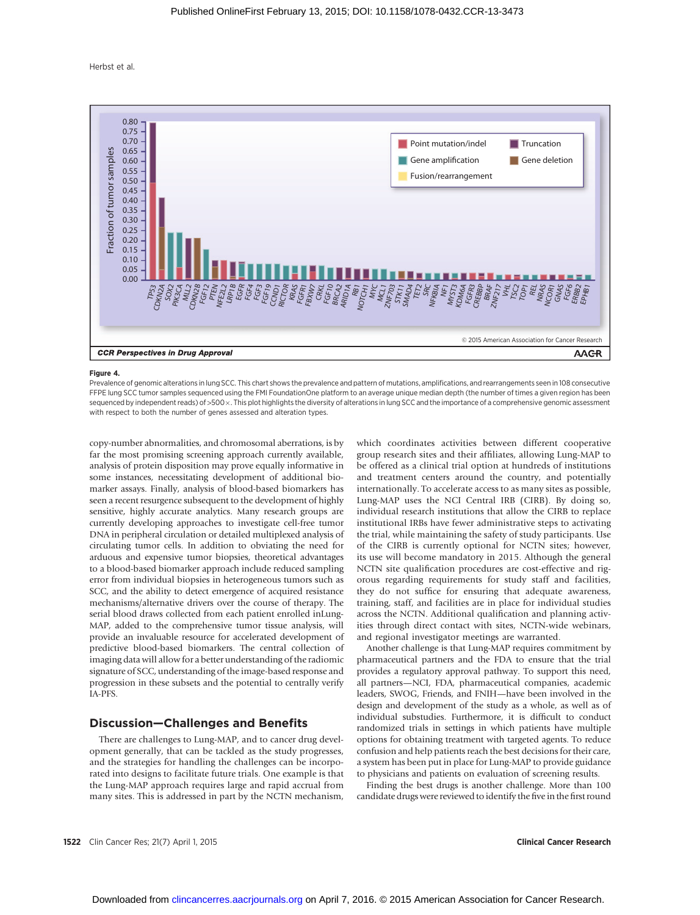**Figure 4.**

Prevalence of genomic alterations in lung SCC. This chart shows the prevalence and pattern of mutations, amplifications, and rearrangements seen in 108 consecutive FFPE lung SCC tumor samples sequenced using the FMI FoundationOne platform to an average unique median depth (the number of times a given region has been sequenced by independent reads) of >500×. This plot highlights the diversity of alterations in lung SCC and the importance of a comprehensive genomic assessment with respect to both the number of genes assessed and alteration types.

copy-number abnormalities, and chromosomal aberrations, is by far the most promising screening approach currently available, analysis of protein disposition may prove equally informative in some instances, necessitating development of additional biomarker assays. Finally, analysis of blood-based biomarkers has seen a recent resurgence subsequent to the development of highly sensitive, highly accurate analytics. Many research groups are currently developing approaches to investigate cell-free tumor DNA in peripheral circulation or detailed multiplexed analysis of circulating tumor cells. In addition to obviating the need for arduous and expensive tumor biopsies, theoretical advantages to a blood-based biomarker approach include reduced sampling error from individual biopsies in heterogeneous tumors such as SCC, and the ability to detect emergence of acquired resistance mechanisms/alternative drivers over the course of therapy. The serial blood draws collected from each patient enrolled inLung-MAP, added to the comprehensive tumor tissue analysis, will provide an invaluable resource for accelerated development of predictive blood-based biomarkers. The central collection of imaging data will allow for a better understanding of the radiomic signature of SCC, understanding of the image-based response and progression in these subsets and the potential to centrally verify IA-PFS.

## Discussion—Challenges and Benefits

There are challenges to Lung-MAP, and to cancer drug development generally, that can be tackled as the study progresses, and the strategies for handling the challenges can be incorporated into designs to facilitate future trials. One example is that the Lung-MAP approach requires large and rapid accrual from many sites. This is addressed in part by the NCTN mechanism, which coordinates activities between different cooperative group research sites and their affiliates, allowing Lung-MAP to be offered as a clinical trial option at hundreds of institutions and treatment centers around the country, and potentially internationally. To accelerate access to as many sites as possible, Lung-MAP uses the NCI Central IRB (CIRB). By doing so, individual research institutions that allow the CIRB to replace institutional IRBs have fewer administrative steps to activating the trial, while maintaining the safety of study participants. Use of the CIRB is currently optional for NCTN sites; however, its use will become mandatory in 2015. Although the general NCTN site qualification procedures are cost-effective and rigorous regarding requirements for study staff and facilities, they do not suffice for ensuring that adequate awareness, training, staff, and facilities are in place for individual studies across the NCTN. Additional qualification and planning activities through direct contact with sites, NCTN-wide webinars, and regional investigator meetings are warranted.

Another challenge is that Lung-MAP requires commitment by pharmaceutical partners and the FDA to ensure that the trial provides a regulatory approval pathway. To support this need, all partners—NCI, FDA, pharmaceutical companies, academic leaders, SWOG, Friends, and FNIH—have been involved in the design and development of the study as a whole, as well as of individual substudies. Furthermore, it is difficult to conduct randomized trials in settings in which patients have multiple options for obtaining treatment with targeted agents. To reduce confusion and help patients reach the best decisions for their care, a system has been put in place for Lung-MAP to provide guidance to physicians and patients on evaluation of screening results.

Finding the best drugs is another challenge. More than 100 candidate drugs were reviewed to identify the five in the first round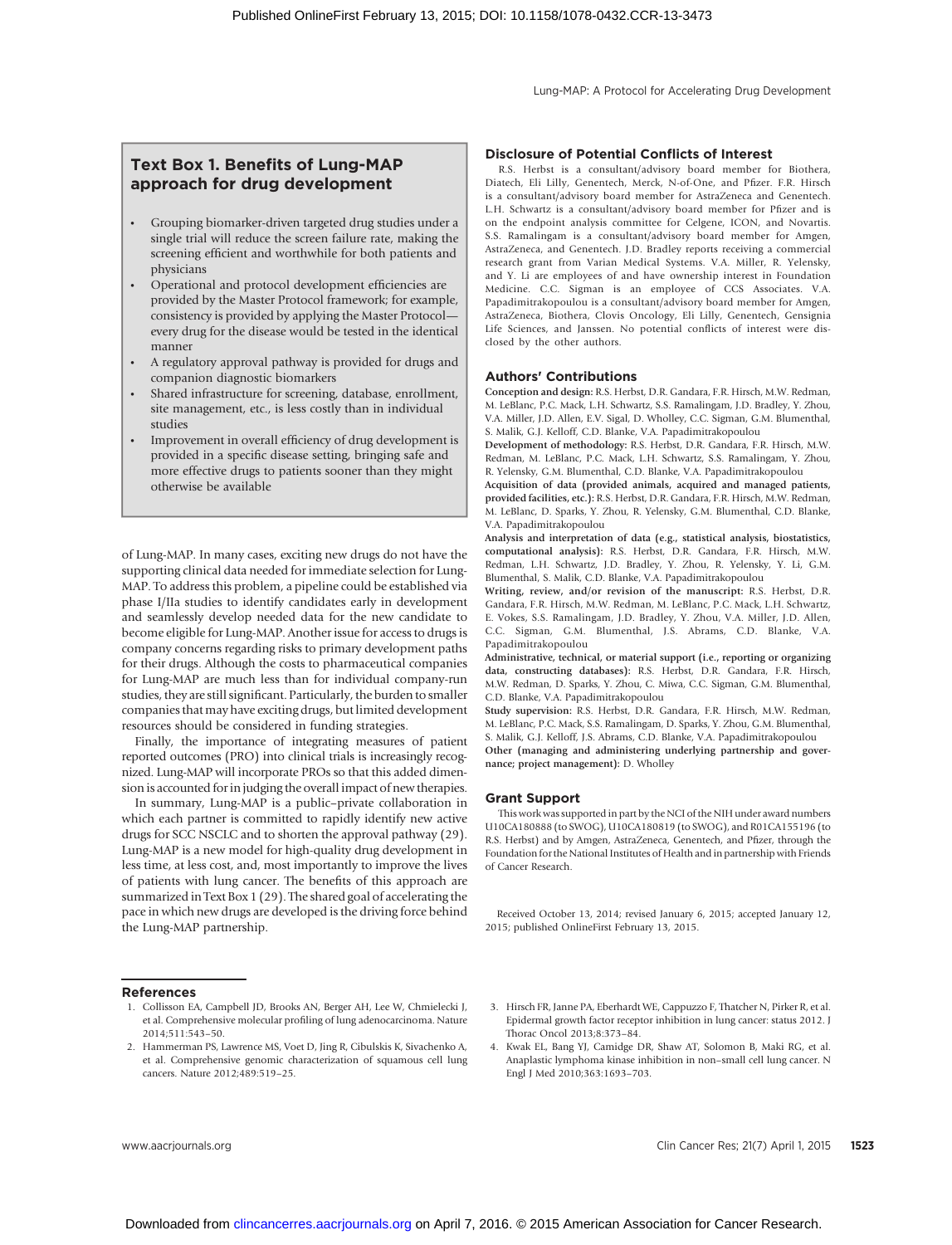### Text Box 1. Benefits of Lung-MAP approach for drug development

- Grouping biomarker-driven targeted drug studies under a single trial will reduce the screen failure rate, making the screening efficient and worthwhile for both patients and physicians
- Operational and protocol development efficiencies are provided by the Master Protocol framework; for example, consistency is provided by applying the Master Protocol—every drug for the disease would be tested in the identical manner
- A regulatory approval pathway is provided for drugs and companion diagnostic biomarkers
- Shared infrastructure for screening, database, enrollment, site management, etc., is less costly than in individual studies
- Improvement in overall efficiency of drug development is provided in a specific disease setting, bringing safe and more effective drugs to patients sooner than they might otherwise be available

of Lung-MAP. In many cases, exciting new drugs do not have the supporting clinical data needed for immediate selection for Lung-MAP. To address this problem, a pipeline could be established via phase I/IIa studies to identify candidates early in development and seamlessly develop needed data for the new candidate to become eligible for Lung-MAP. Another issue for access to drugs is company concerns regarding risks to primary development paths for their drugs. Although the costs to pharmaceutical companies for Lung-MAP are much less than for individual company-run studies, they are still significant. Particularly, the burden to smaller companies that may have exciting drugs, but limited development resources should be considered in funding strategies.

Finally, the importance of integrating measures of patient reported outcomes (PRO) into clinical trials is increasingly recognized. Lung-MAP will incorporate PROs so that this added dimension is accounted for in judging the overall impact of new therapies.

In summary, Lung-MAP is a public–private collaboration in which each partner is committed to rapidly identify new active drugs for SCC NSCLC and to shorten the approval pathway (29). Lung-MAP is a new model for high-quality drug development in less time, at less cost, and, most importantly to improve the lives of patients with lung cancer. The benefits of this approach are summarized in Text Box 1 (29). The shared goal of accelerating the pace in which new drugs are developed is the driving force behind the Lung-MAP partnership.

## Disclosure of Potential Conflicts of Interest

R.S. Herbst is a consultant/advisory board member for Biothera, Diatech, Eli Lilly, Genentech, Merck, N-of-One, and Pfizer. F.R. Hirsch is a consultant/advisory board member for AstraZeneca and Genentech. L.H. Schwartz is a consultant/advisory board member for Pfizer and is on the endpoint analysis committee for Celgene, ICON, and Novartis. S.S. Ramalingam is a consultant/advisory board member for Amgen, AstraZeneca, and Genentech. J.D. Bradley reports receiving a commercial research grant from Varian Medical Systems. V.A. Miller, R. Yelensky, and Y. Li are employees of and have ownership interest in Foundation Medicine. C.C. Sigman is an employee of CCS Associates. V.A. Papadimitrakopoulou is a consultant/advisory board member for Amgen, AstraZeneca, Biothera, Clovis Oncology, Eli Lilly, Genentech, Gensignia Life Sciences, and Janssen. No potential conflicts of interest were disclosed by the other authors.

## Authors' Contributions

**Conception and design:** R.S. Herbst, D.R. Gandara, F.R. Hirsch, M.W. Redman, M. LeBlanc, P.C. Mack, L.H. Schwartz, S.S. Ramalingam, J.D. Bradley, Y. Zhou, V.A. Miller, J.D. Allen, E.V. Sigal, D. Wholley, C.C. Sigman, G.M. Blumenthal, S. Malik, G.J. Kelloff, C.D. Blanke, V.A. Papadimitrakopoulou

**Development of methodology:** R.S. Herbst, D.R. Gandara, F.R. Hirsch, M.W. Redman, M. LeBlanc, P.C. Mack, L.H. Schwartz, S.S. Ramalingam, Y. Zhou, R. Yelensky, G.M. Blumenthal, C.D. Blanke, V.A. Papadimitrakopoulou

**Acquisition of data (provided animals, acquired and managed patients, provided facilities, etc.):** R.S. Herbst, D.R. Gandara, F.R. Hirsch, M.W. Redman, M. LeBlanc, D. Sparks, Y. Zhou, R. Yelensky, G.M. Blumenthal, C.D. Blanke, V.A. Papadimitrakopoulou

**Analysis and interpretation of data (e.g., statistical analysis, biostatistics, computational analysis):** R.S. Herbst, D.R. Gandara, F.R. Hirsch, M.W. Redman, L.H. Schwartz, J.D. Bradley, Y. Zhou, R. Yelensky, Y. Li, G.M. Blumenthal, S. Malik, C.D. Blanke, V.A. Papadimitrakopoulou

**Writing, review, and/or revision of the manuscript:** R.S. Herbst, D.R. Gandara, F.R. Hirsch, M.W. Redman, M. LeBlanc, P.C. Mack, L.H. Schwartz, E. Vokes, S.S. Ramalingam, J.D. Bradley, Y. Zhou, V.A. Miller, J.D. Allen, G.M. Blumenthal, J.S. Abrams, C.D. Blanke, V.A. Papadimitrakopoulou

**Administrative, technical, or material support (i.e., reporting or organizing data, constructing databases):** R.S. Herbst, D.R. Gandara, F.R. Hirsch, M.W. Redman, D. Sparks, Y. Zhou, C. Miwa, C.C. Sigman, G.M. Blumenthal, C.D. Blanke, V.A. Papadimitrakopoulou

**Study supervision:** R.S. Herbst, D.R. Gandara, F.R. Hirsch, M.W. Redman, M. LeBlanc, P.C. Mack, S.S. Ramalingam, D. Sparks, Y. Zhou, G.M. Blumenthal, S. Malik, G.J. Kelloff, J.S. Abrams, C.D. Blanke, V.A. Papadimitrakopoulou

**Other (managing and administering underlying partnership and governance; project management):** D. Wholley

## Grant Support

This work was supported in part by the NCI of the NIH under award numbers U10CA180888 (to SWOG), U10CA180819 (to SWOG), and R01CA155196 (to R.S. Herbst) and by Amgen, AstraZeneca, Genentech, and Pfizer, through the Foundation for the National Institutes of Health and in partnership with Friends of Cancer Research.

Received October 13, 2014; revised January 6, 2015; accepted January 12, 2015; published OnlineFirst February 13, 2015.

## References

1. Collisson EA, Campbell JD, Brooks AN, Berger AH, Lee W, Chmielecki J, et al. Comprehensive molecular profiling of lung adenocarcinoma. Nature 2014;511:543–50.
2. Hammerman PS, Lawrence MS, Voet D, Jing R, Cibulskis K, Sivachenko A, et al. Comprehensive genomic characterization of squamous cell lung cancers. Nature 2012;489:519–25.
3. Hirsch FR, Janne PA, Eberhardt WE, Cappuzzo F, Thatcher N, Pirker R, et al. Epidermal growth factor receptor inhibition in lung cancer: status 2012. J Thorac Oncol 2013;8:373–84.
4. Kwak EL, Bang YJ, Camidge DR, Shaw AT, Solomon B, Maki RG, et al. Anaplastic lymphoma kinase inhibition in non–small cell lung cancer. N Engl J Med 2010;363:1693–703.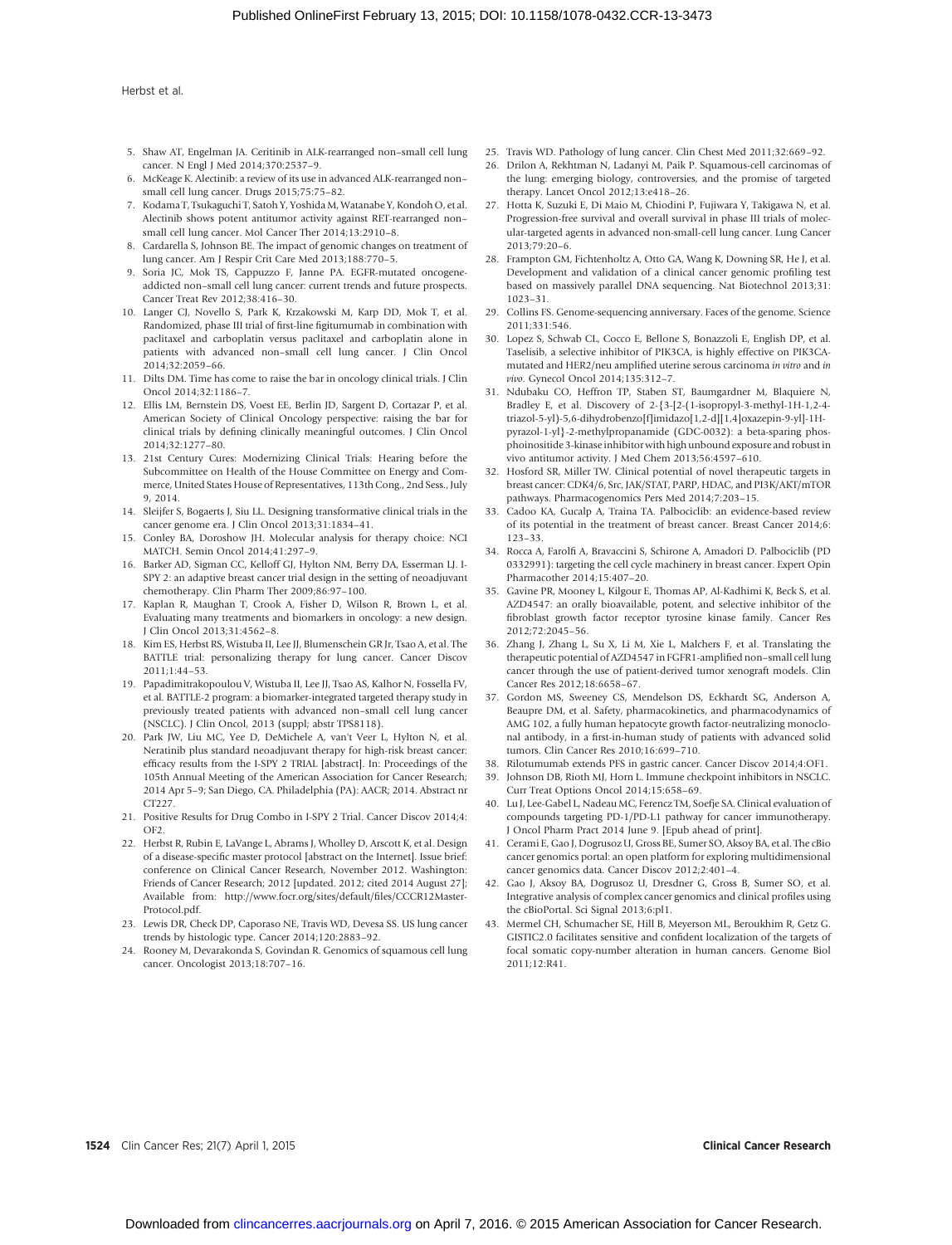5. Shaw AT, Engelman JA. Ceritinib in ALK-rearranged non–small cell lung cancer. N Engl J Med 2014;370:2537–9.
6. McKeage K. Alectinib: a review of its use in advanced ALK-rearranged non–small cell lung cancer. Drugs 2015;75:75–82.
7. Kodama T, Tsukaguchi T, Satoh Y, Yoshida M, Watanabe Y, Kondoh O, et al. Alectinib shows potent antitumor activity against RET-rearranged non–small cell lung cancer. Mol Cancer Ther 2014;13:2910–8.
8. Cardarella S, Johnson BE. The impact of genomic changes on treatment of lung cancer. Am J Respir Crit Care Med 2013;188:770–5.
9. Soria JC, Mok TS, Cappuzzo F, Janne PA. EGFR-mutated oncogene-addicted non–small cell lung cancer: current trends and future prospects. Cancer Treat Rev 2012;38:416–30.
10. Langer CJ, Novello S, Park K, Krzakowski M, Karp DD, Mok T, et al. Randomized, phase III trial of first-line figitumumab in combination with paclitaxel and carboplatin versus paclitaxel and carboplatin alone in patients with advanced non–small cell lung cancer. J Clin Oncol 2014;32:2059–66.
11. Dilts DM. Time has come to raise the bar in oncology clinical trials. J Clin Oncol 2014;32:1186–7.
12. Ellis LM, Bernstein DS, Voest EE, Berlin JD, Sargent D, Cortazar P, et al. American Society of Clinical Oncology perspective: raising the bar for clinical trials by defining clinically meaningful outcomes. J Clin Oncol 2014;32:1277–80.
13. 21st Century Cures: Modernizing Clinical Trials: Hearing before the Subcommittee on Health of the House Committee on Energy and Commerce, United States House of Representatives, 113th Cong., 2nd Sess., July 9, 2014.
14. Sleijfer S, Bogaerts J, Siu LL. Designing transformative clinical trials in the cancer genome era. J Clin Oncol 2013;31:1834–41.
15. Conley BA, Doroshow JH. Molecular analysis for therapy choice: NCI MATCH. Semin Oncol 2014;41:297–9.
16. Barker AD, Sigman CC, Kelloff GJ, Hylton NM, Berry DA, Esserman LJ. I-SPY 2: an adaptive breast cancer trial design in the setting of neoadjuvant chemotherapy. Clin Pharm Ther 2009;86:97–100.
17. Kaplan R, Maughan T, Crook A, Fisher D, Wilson R, Brown L, et al. Evaluating many treatments and biomarkers in oncology: a new design. J Clin Oncol 2013;31:4562–8.
18. Kim ES, Herbst RS, Wistuba II, Lee JJ, Blumenschein GR Jr, Tsao A, et al. The BATTLE trial: personalizing therapy for lung cancer. Cancer Discov 2011;1:44–53.
19. Papadimitrakopoulou V, Wistuba II, Lee JJ, Tsao AS, Kalhor N, Fossella FV, et al. BATTLE-2 program: a biomarker-integrated targeted therapy study in previously treated patients with advanced non–small cell lung cancer (NSCLC). J Clin Oncol, 2013 (suppl; abstr TPS8118).
20. Park JW, Liu MC, Yee D, DeMichele A, van't Veer L, Hylton N, et al. Neratinib plus standard neoadjuvant therapy for high-risk breast cancer: efficacy results from the I-SPY 2 TRIAL [abstract]. In: Proceedings of the 105th Annual Meeting of the American Association for Cancer Research; 2014 Apr 5–9; San Diego, CA. Philadelphia (PA): AACR; 2014. Abstract nr CT227.
21. Positive Results for Drug Combo in I-SPY 2 Trial. Cancer Discov 2014;4:OF2.
22. Herbst R, Rubin E, LaVange L, Abrams J, Wholley D, Arscott K, et al. Design of a disease-specific master protocol [abstract on the Internet]. Issue brief: conference on Clinical Cancer Research, November 2012. Washington: Friends of Cancer Research; 2012 [updated. 2012; cited 2014 August 27]; Available from: http://www.focr.org/sites/default/files/CCCR12MasterProtocol.pdf.
23. Lewis DR, Check DP, Caporaso NE, Travis WD, Devesa SS. US lung cancer trends by histologic type. Cancer 2014;120:2883–92.
24. Rooney M, Devarakonda S, Govindan R. Genomics of squamous cell lung cancer. Oncologist 2013;18:707–16.
25. Travis WD. Pathology of lung cancer. Clin Chest Med 2011;32:669–92.
26. Drilon A, Rekhtman N, Ladanyi M, Paik P. Squamous-cell carcinomas of the lung: emerging biology, controversies, and the promise of targeted therapy. Lancet Oncol 2012;13:e418–26.
27. Hotta K, Suzuki E, Di Maio M, Chiodini P, Fujiwara Y, Takigawa N, et al. Progression-free survival and overall survival in phase III trials of molecular-targeted agents in advanced non-small-cell lung cancer. Lung Cancer 2013;79:20–6.
28. Frampton GM, Fichtenholtz A, Otto GA, Wang K, Downing SR, He J, et al. Development and validation of a clinical cancer genomic profiling test based on massively parallel DNA sequencing. Nat Biotechnol 2013;31:1023–31.
29. Collins FS. Genome-sequencing anniversary. Faces of the genome. Science 2011;331:546.
30. Lopez S, Schwab CL, Cocco E, Bellone S, Bonazzoli E, English DP, et al. Taselisib, a selective inhibitor of PIK3CA, is highly effective on PIK3CA-mutated and HER2/neu amplified uterine serous carcinoma *in vitro* and *in vivo*. Gynecol Oncol 2014;135:312–7.
31. Ndubaku CO, Heffron TP, Staben ST, Baumgardner M, Blaquiere N, Bradley E, et al. Discovery of 2-{3-[2-(1-isopropyl-3-methyl-1H-1,2-4-triazol-5-yl)-5,6-dihydrobenzo[f]imidazo[1,2-d][1,4]oxazepin-9-yl]-1H-pyrazol-1-yl}-2-methylpropanamide (GDC-0032): a beta-sparing phosphoinositide 3-kinase inhibitor with high unbound exposure and robust in vivo antitumor activity. J Med Chem 2013;56:4597–610.
32. Hosford SR, Miller TW. Clinical potential of novel therapeutic targets in breast cancer: CDK4/6, Src, JAK/STAT, PARP, HDAC, and PI3K/AKT/mTOR pathways. Pharmacogenomics Pers Med 2014;7:203–15.
33. Cadoo KA, Gucalp A, Traina TA. Palbociclib: an evidence-based review of its potential in the treatment of breast cancer. Breast Cancer 2014;6:123–33.
34. Rocca A, Farolfi A, Bravaccini S, Schirone A, Amadori D. Palbociclib (PD 0332991): targeting the cell cycle machinery in breast cancer. Expert Opin Pharmacother 2014;15:407–20.
35. Gavine PR, Mooney L, Kilgour E, Thomas AP, Al-Kadhimi K, Beck S, et al. AZD4547: an orally bioavailable, potent, and selective inhibitor of the fibroblast growth factor receptor tyrosine kinase family. Cancer Res 2012;72:2045–56.
36. Zhang J, Zhang L, Su X, Li M, Xie L, Malchers F, et al. Translating the therapeutic potential of AZD4547 in FGFR1-amplified non–small cell lung cancer through the use of patient-derived tumor xenograft models. Clin Cancer Res 2012;18:6658–67.
37. Gordon MS, Sweeney CS, Mendelson DS, Eckhardt SG, Anderson A, Beaupre DM, et al. Safety, pharmacokinetics, and pharmacodynamics of AMG 102, a fully human hepatocyte growth factor-neutralizing monoclonal antibody, in a first-in-human study of patients with advanced solid tumors. Clin Cancer Res 2010;16:699–710.
38. Rilotumumab extends PFS in gastric cancer. Cancer Discov 2014;4:OF1.
39. Johnson DB, Rioth MJ, Horn L. Immune checkpoint inhibitors in NSCLC. Curr Treat Options Oncol 2014;15:658–69.
40. Lu J, Lee-Gabel L, Nadeau MC, Ferencz TM, Soefje SA. Clinical evaluation of compounds targeting PD-1/PD-L1 pathway for cancer immunotherapy. J Oncol Pharm Pract 2014 June 9. [Epub ahead of print].
41. Cerami E, Gao J, Dogrusoz U, Gross BE, Sumer SO, Aksoy BA, et al. The cBio cancer genomics portal: an open platform for exploring multidimensional cancer genomics data. Cancer Discov 2012;2:401–4.
42. Gao J, Aksoy BA, Dogrusoz U, Dresdner G, Gross B, Sumer SO, et al. Integrative analysis of complex cancer genomics and clinical profiles using the cBioPortal. Sci Signal 2013;6:pl1.
43. Mermel CH, Schumacher SE, Hill B, Meyerson ML, Beroukhim R, Getz G. GISTIC2.0 facilitates sensitive and confident localization of the targets of focal somatic copy-number alteration in human cancers. Genome Biol 2011;12:R41.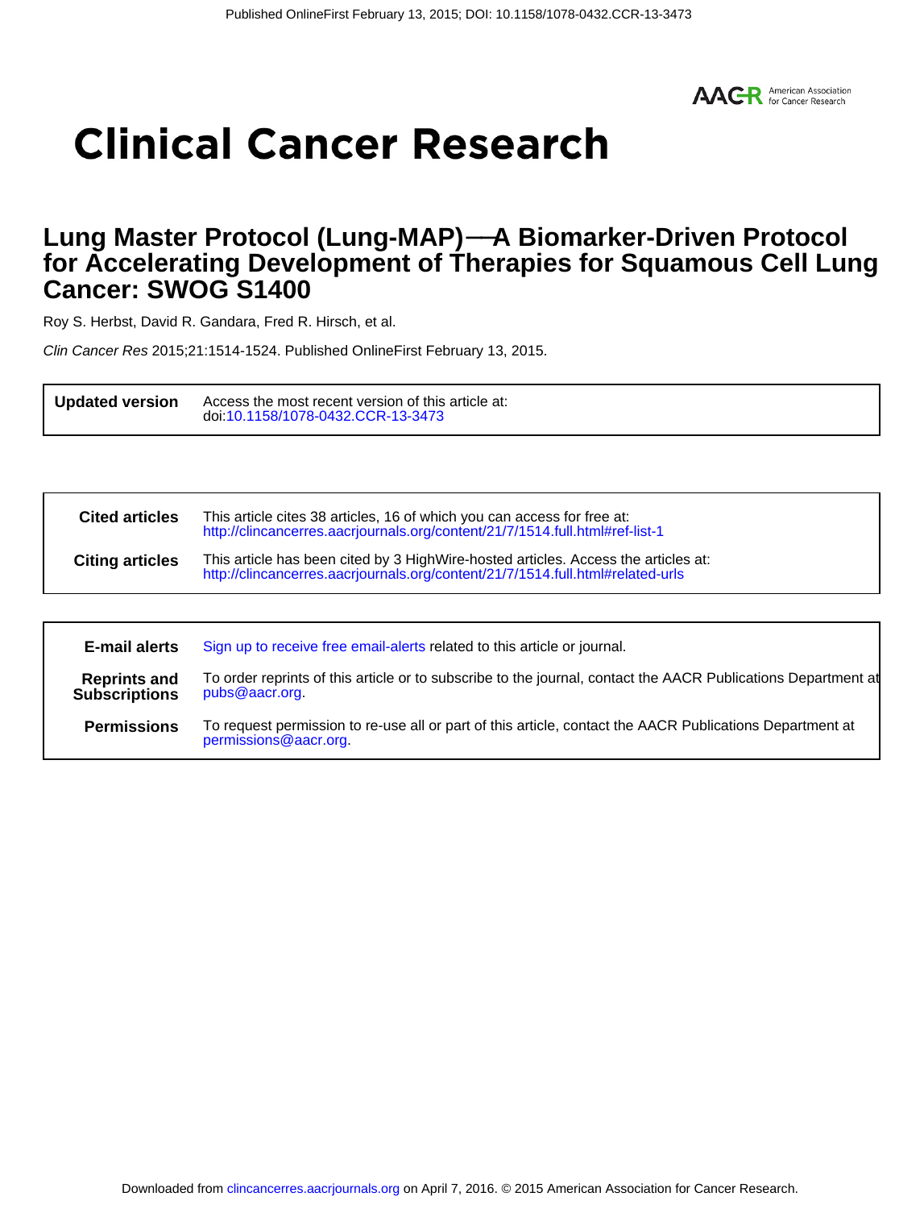Published OnlineFirst February 13, 2015; DOI: 10.1158/1078-0432.CCR-13-3473

# Clinical Cancer Research

## Lung Master Protocol (Lung-MAP)—A Biomarker-Driven Protocol for Accelerating Development of Therapies for Squamous Cell Lung Cancer: SWOG S1400

Roy S. Herbst, David R. Gandara, Fred R. Hirsch, et al.

*Clin Cancer Res* 2015;21:1514-1524. Published OnlineFirst February 13, 2015.

| | |
|---|---|
| **Updated version** | Access the most recent version of this article at: doi:10.1158/1078-0432.CCR-13-3473 |

| | |
|---|---|
| **Cited articles** | This article cites 38 articles, 16 of which you can access for free at: http://clincancerres.aacrjournals.org/content/21/7/1514.full.html#ref-list-1 |
| **Citing articles** | This article has been cited by 3 HighWire-hosted articles. Access the articles at: http://clincancerres.aacrjournals.org/content/21/7/1514.full.html#related-urls |

| | |
|---|---|
| **E-mail alerts** | Sign up to receive free email-alerts related to this article or journal. |
| **Reprints and Subscriptions** | To order reprints of this article or to subscribe to the journal, contact the AACR Publications Department at pubs@aacr.org. |
| **Permissions** | To request permission to re-use all or part of this article, contact the AACR Publications Department at permissions@aacr.org. |

Downloaded from clincancerres.aacrjournals.org on April 7, 2016. © 2015 American Association for Cancer Research.